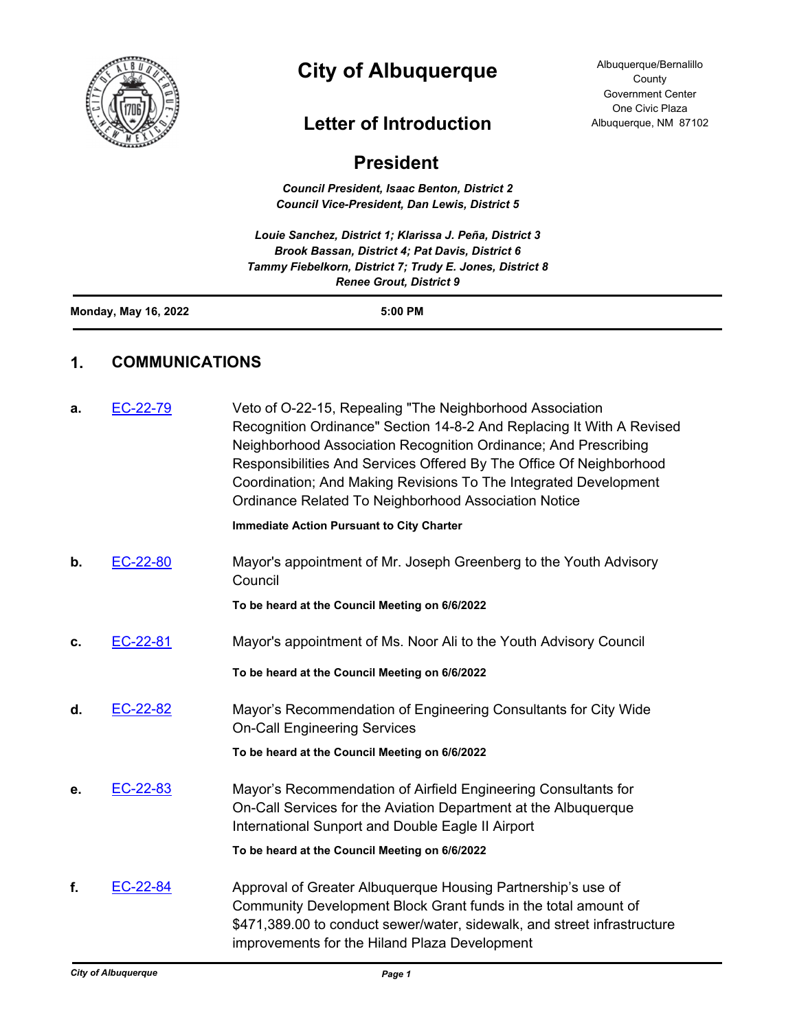# City of Albuquerque

Albuquerque/Bernalillo County Government Center
One Civic Plaza
Albuquerque, NM 87102

## Letter of Introduction

## President

***Council President, Isaac Benton, District 2***
***Council Vice-President, Dan Lewis, District 5***

***Louie Sanchez, District 1; Klarissa J. Peña, District 3***
***Brook Bassan, District 4; Pat Davis, District 6***
***Tammy Fiebelkorn, District 7; Trudy E. Jones, District 8***
***Renee Grout, District 9***

**Monday, May 16, 2022** **5:00 PM**

## 1. COMMUNICATIONS

**a.** EC-22-79 Veto of O-22-15, Repealing "The Neighborhood Association Recognition Ordinance" Section 14-8-2 And Replacing It With A Revised Neighborhood Association Recognition Ordinance; And Prescribing Responsibilities And Services Offered By The Office Of Neighborhood Coordination; And Making Revisions To The Integrated Development Ordinance Related To Neighborhood Association Notice

**Immediate Action Pursuant to City Charter**

**b.** EC-22-80 Mayor's appointment of Mr. Joseph Greenberg to the Youth Advisory Council

**To be heard at the Council Meeting on 6/6/2022**

**c.** EC-22-81 Mayor's appointment of Ms. Noor Ali to the Youth Advisory Council

**To be heard at the Council Meeting on 6/6/2022**

**d.** EC-22-82 Mayor's Recommendation of Engineering Consultants for City Wide On-Call Engineering Services

**To be heard at the Council Meeting on 6/6/2022**

**e.** EC-22-83 Mayor's Recommendation of Airfield Engineering Consultants for On-Call Services for the Aviation Department at the Albuquerque International Sunport and Double Eagle II Airport

**To be heard at the Council Meeting on 6/6/2022**

**f.** EC-22-84 Approval of Greater Albuquerque Housing Partnership's use of Community Development Block Grant funds in the total amount of $471,389.00 to conduct sewer/water, sidewalk, and street infrastructure improvements for the Hiland Plaza Development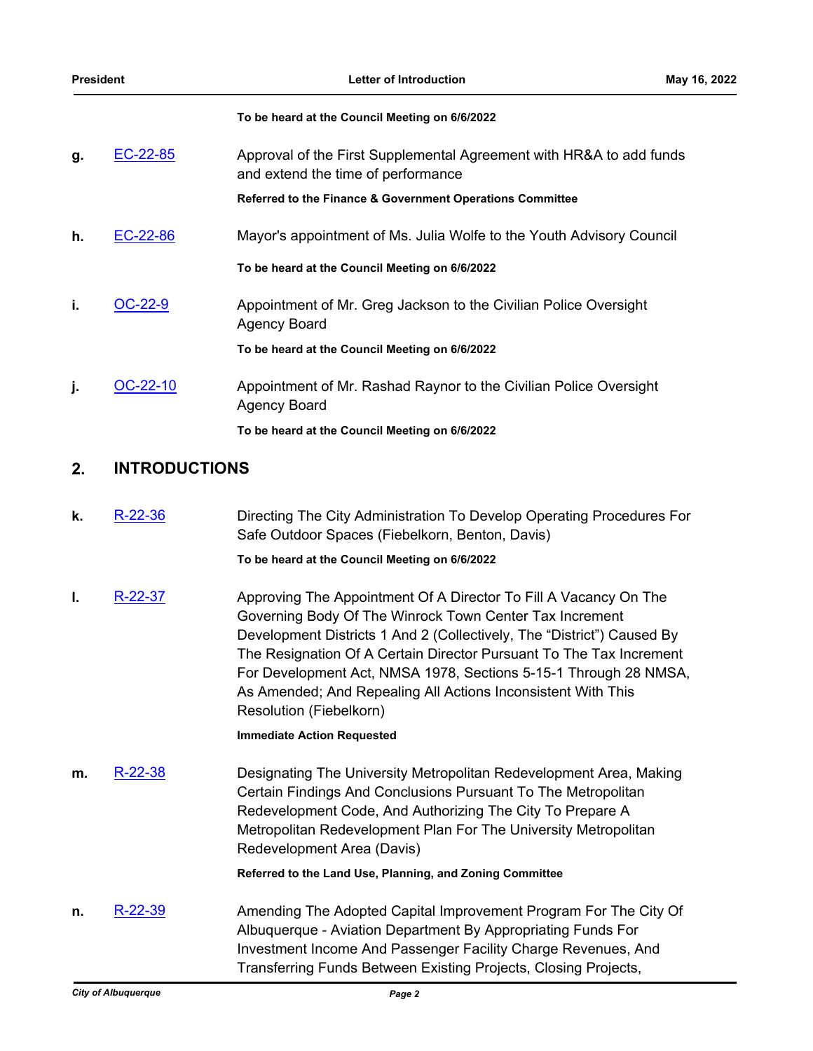**To be heard at the Council Meeting on 6/6/2022**

**g.** EC-22-85 — Approval of the First Supplemental Agreement with HR&A to add funds and extend the time of performance

**Referred to the Finance & Government Operations Committee**

**h.** EC-22-86 — Mayor's appointment of Ms. Julia Wolfe to the Youth Advisory Council

**To be heard at the Council Meeting on 6/6/2022**

**i.** OC-22-9 — Appointment of Mr. Greg Jackson to the Civilian Police Oversight Agency Board

**To be heard at the Council Meeting on 6/6/2022**

**j.** OC-22-10 — Appointment of Mr. Rashad Raynor to the Civilian Police Oversight Agency Board

**To be heard at the Council Meeting on 6/6/2022**

## 2. INTRODUCTIONS

**k.** R-22-36 — Directing The City Administration To Develop Operating Procedures For Safe Outdoor Spaces (Fiebelkorn, Benton, Davis)

**To be heard at the Council Meeting on 6/6/2022**

**l.** R-22-37 — Approving The Appointment Of A Director To Fill A Vacancy On The Governing Body Of The Winrock Town Center Tax Increment Development Districts 1 And 2 (Collectively, The "District") Caused By The Resignation Of A Certain Director Pursuant To The Tax Increment For Development Act, NMSA 1978, Sections 5-15-1 Through 28 NMSA, As Amended; And Repealing All Actions Inconsistent With This Resolution (Fiebelkorn)

**Immediate Action Requested**

**m.** R-22-38 — Designating The University Metropolitan Redevelopment Area, Making Certain Findings And Conclusions Pursuant To The Metropolitan Redevelopment Code, And Authorizing The City To Prepare A Metropolitan Redevelopment Plan For The University Metropolitan Redevelopment Area (Davis)

**Referred to the Land Use, Planning, and Zoning Committee**

**n.** R-22-39 — Amending The Adopted Capital Improvement Program For The City Of Albuquerque - Aviation Department By Appropriating Funds For Investment Income And Passenger Facility Charge Revenues, And Transferring Funds Between Existing Projects, Closing Projects,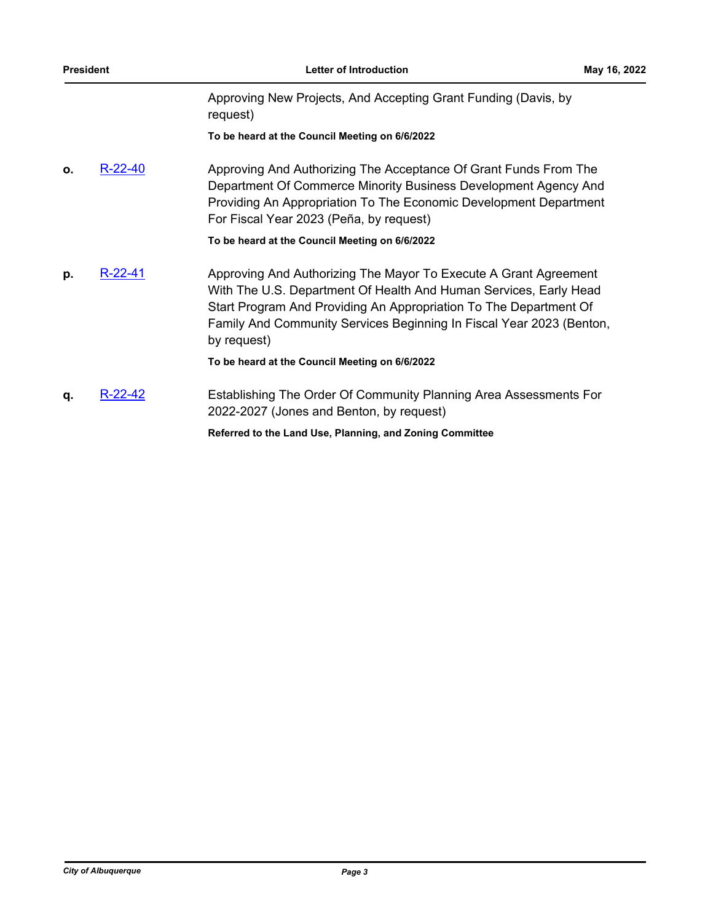Approving New Projects, And Accepting Grant Funding (Davis, by request)

**To be heard at the Council Meeting on 6/6/2022**

**o.** R-22-40 Approving And Authorizing The Acceptance Of Grant Funds From The Department Of Commerce Minority Business Development Agency And Providing An Appropriation To The Economic Development Department For Fiscal Year 2023 (Peña, by request)

**To be heard at the Council Meeting on 6/6/2022**

**p.** R-22-41 Approving And Authorizing The Mayor To Execute A Grant Agreement With The U.S. Department Of Health And Human Services, Early Head Start Program And Providing An Appropriation To The Department Of Family And Community Services Beginning In Fiscal Year 2023 (Benton, by request)

**To be heard at the Council Meeting on 6/6/2022**

**q.** R-22-42 Establishing The Order Of Community Planning Area Assessments For 2022-2027 (Jones and Benton, by request)

**Referred to the Land Use, Planning, and Zoning Committee**